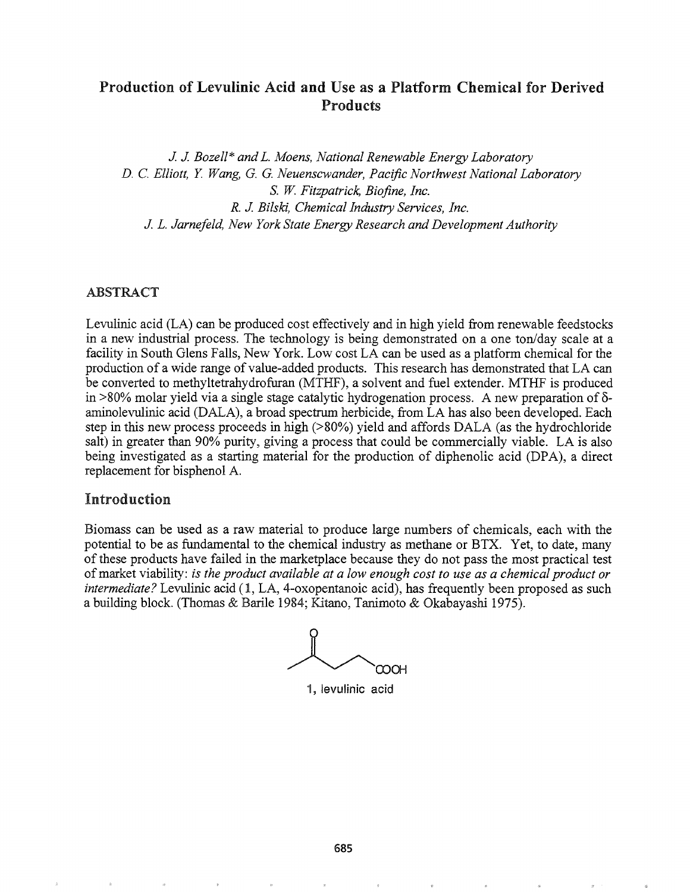# Production of Levulinic Acid and Use as a Platform Chemical for Derived Products

*J. J. Bozell\* and L. Moens, National Renewable Energy Laboratory*
*D. C. Elliott, Y. Wang, G. G. Neuenscwander, Pacific Northwest National Laboratory*
*S. W. Fitzpatrick, Biofine, Inc.*
*R. J. Bilski, Chemical Industry Services, Inc.*
*J. L. Jarnefeld, New York State Energy Research and Development Authority*

## ABSTRACT

Levulinic acid (LA) can be produced cost effectively and in high yield from renewable feedstocks in a new industrial process. The technology is being demonstrated on a one ton/day scale at a facility in South Glens Falls, New York. Low cost LA can be used as a platform chemical for the production of a wide range of value-added products. This research has demonstrated that LA can be converted to methyltetrahydrofuran (MTHF), a solvent and fuel extender. MTHF is produced in >80% molar yield via a single stage catalytic hydrogenation process. A new preparation of δ-aminolevulinic acid (DALA), a broad spectrum herbicide, from LA has also been developed. Each step in this new process proceeds in high (>80%) yield and affords DALA (as the hydrochloride salt) in greater than 90% purity, giving a process that could be commercially viable. LA is also being investigated as a starting material for the production of diphenolic acid (DPA), a direct replacement for bisphenol A.

## Introduction

Biomass can be used as a raw material to produce large numbers of chemicals, each with the potential to be as fundamental to the chemical industry as methane or BTX. Yet, to date, many of these products have failed in the marketplace because they do not pass the most practical test of market viability: *is the product available at a low enough cost to use as a chemical product or intermediate?* Levulinic acid (**1**, LA, 4-oxopentanoic acid), has frequently been proposed as such a building block. (Thomas & Barile 1984; Kitano, Tanimoto & Okabayashi 1975).

$CH_3C(O)CH_2CH_2COOH$

**1**, levulinic acid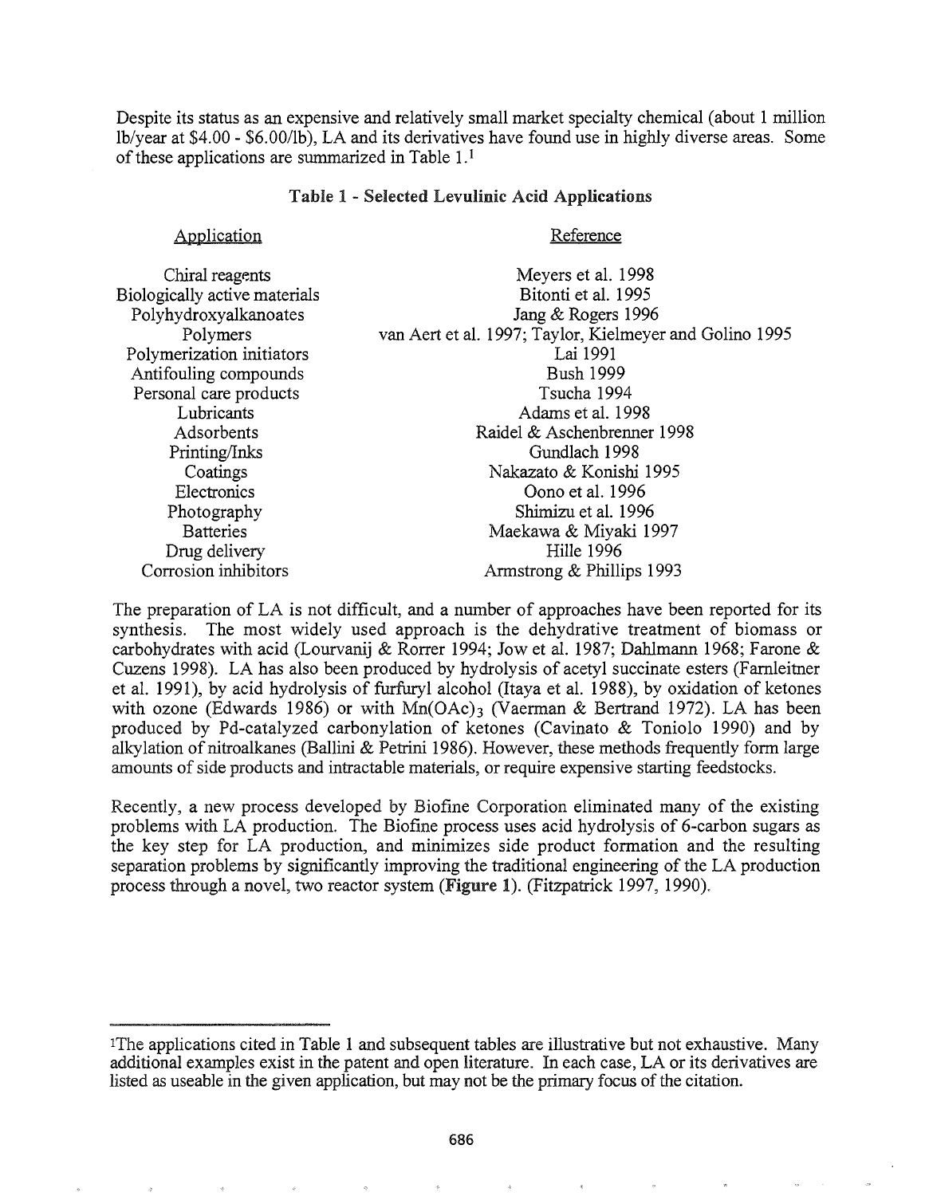Despite its status as an expensive and relatively small market specialty chemical (about 1 million lb/year at $4.00 - $6.00/lb), LA and its derivatives have found use in highly diverse areas. Some of these applications are summarized in Table 1.[1]

**Table 1 - Selected Levulinic Acid Applications**

| Application | Reference |
|---|---|
| Chiral reagents | Meyers et al. 1998 |
| Biologically active materials | Bitonti et al. 1995 |
| Polyhydroxyalkanoates | Jang & Rogers 1996 |
| Polymers | van Aert et al. 1997; Taylor, Kielmeyer and Golino 1995 |
| Polymerization initiators | Lai 1991 |
| Antifouling compounds | Bush 1999 |
| Personal care products | Tsucha 1994 |
| Lubricants | Adams et al. 1998 |
| Adsorbents | Raidel & Aschenbrenner 1998 |
| Printing/Inks | Gundlach 1998 |
| Coatings | Nakazato & Konishi 1995 |
| Electronics | Oono et al. 1996 |
| Photography | Shimizu et al. 1996 |
| Batteries | Maekawa & Miyaki 1997 |
| Drug delivery | Hille 1996 |
| Corrosion inhibitors | Armstrong & Phillips 1993 |

The preparation of LA is not difficult, and a number of approaches have been reported for its synthesis. The most widely used approach is the dehydrative treatment of biomass or carbohydrates with acid (Lourvanij & Rorrer 1994; Jow et al. 1987; Dahlmann 1968; Farone & Cuzens 1998). LA has also been produced by hydrolysis of acetyl succinate esters (Farnleitner et al. 1991), by acid hydrolysis of furfuryl alcohol (Itaya et al. 1988), by oxidation of ketones with ozone (Edwards 1986) or with $Mn(OAc)_3$ (Vaerman & Bertrand 1972). LA has been produced by Pd-catalyzed carbonylation of ketones (Cavinato & Toniolo 1990) and by alkylation of nitroalkanes (Ballini & Petrini 1986). However, these methods frequently form large amounts of side products and intractable materials, or require expensive starting feedstocks.

Recently, a new process developed by Biofine Corporation eliminated many of the existing problems with LA production. The Biofine process uses acid hydrolysis of 6-carbon sugars as the key step for LA production, and minimizes side product formation and the resulting separation problems by significantly improving the traditional engineering of the LA production process through a novel, two reactor system (**Figure 1**). (Fitzpatrick 1997, 1990).

---

[1]The applications cited in Table 1 and subsequent tables are illustrative but not exhaustive. Many additional examples exist in the patent and open literature. In each case, LA or its derivatives are listed as useable in the given application, but may not be the primary focus of the citation.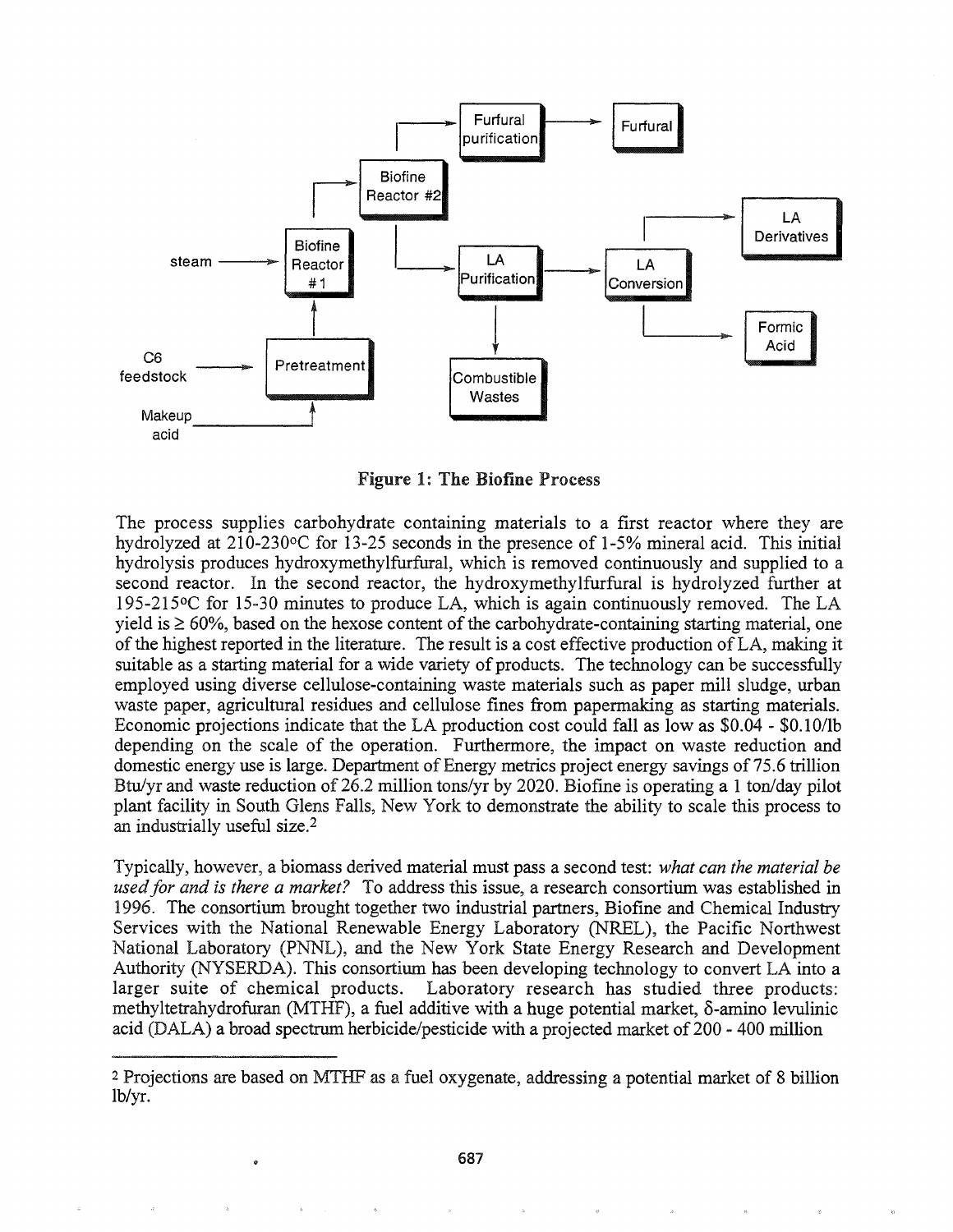Figure 1: The Biofine Process

The process supplies carbohydrate containing materials to a first reactor where they are hydrolyzed at 210-230°C for 13-25 seconds in the presence of 1-5% mineral acid. This initial hydrolysis produces hydroxymethylfurfural, which is removed continuously and supplied to a second reactor. In the second reactor, the hydroxymethylfurfural is hydrolyzed further at 195-215°C for 15-30 minutes to produce LA, which is again continuously removed. The LA yield is ≥ 60%, based on the hexose content of the carbohydrate-containing starting material, one of the highest reported in the literature. The result is a cost effective production of LA, making it suitable as a starting material for a wide variety of products. The technology can be successfully employed using diverse cellulose-containing waste materials such as paper mill sludge, urban waste paper, agricultural residues and cellulose fines from papermaking as starting materials. Economic projections indicate that the LA production cost could fall as low as $0.04 - $0.10/lb depending on the scale of the operation. Furthermore, the impact on waste reduction and domestic energy use is large. Department of Energy metrics project energy savings of 75.6 trillion Btu/yr and waste reduction of 26.2 million tons/yr by 2020. Biofine is operating a 1 ton/day pilot plant facility in South Glens Falls, New York to demonstrate the ability to scale this process to an industrially useful size.[2]

Typically, however, a biomass derived material must pass a second test: *what can the material be used for and is there a market?* To address this issue, a research consortium was established in 1996. The consortium brought together two industrial partners, Biofine and Chemical Industry Services with the National Renewable Energy Laboratory (NREL), the Pacific Northwest National Laboratory (PNNL), and the New York State Energy Research and Development Authority (NYSERDA). This consortium has been developing technology to convert LA into a larger suite of chemical products. Laboratory research has studied three products: methyltetrahydrofuran (MTHF), a fuel additive with a huge potential market, δ-amino levulinic acid (DALA) a broad spectrum herbicide/pesticide with a projected market of 200 - 400 million

[2] Projections are based on MTHF as a fuel oxygenate, addressing a potential market of 8 billion lb/yr.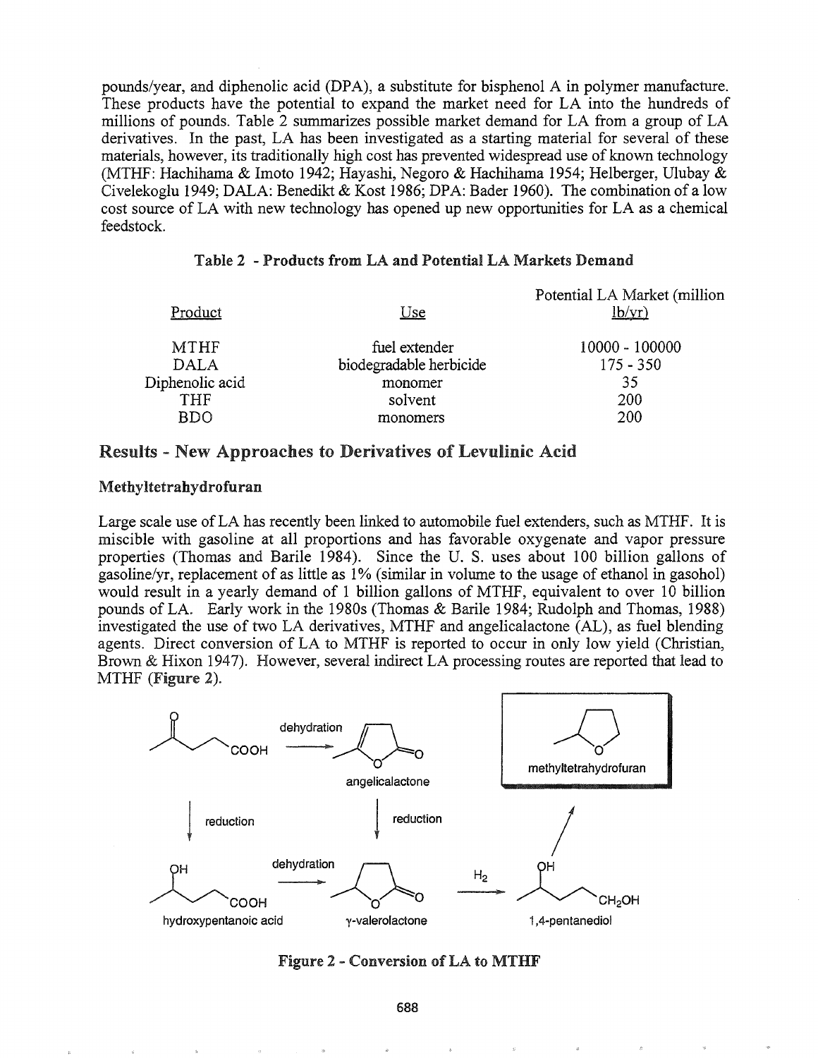pounds/year, and diphenolic acid (DPA), a substitute for bisphenol A in polymer manufacture. These products have the potential to expand the market need for LA into the hundreds of millions of pounds. Table 2 summarizes possible market demand for LA from a group of LA derivatives. In the past, LA has been investigated as a starting material for several of these materials, however, its traditionally high cost has prevented widespread use of known technology (MTHF: Hachihama & Imoto 1942; Hayashi, Negoro & Hachihama 1954; Helberger, Ulubay & Civelekoglu 1949; DALA: Benedikt & Kost 1986; DPA: Bader 1960). The combination of a low cost source of LA with new technology has opened up new opportunities for LA as a chemical feedstock.

**Table 2 - Products from LA and Potential LA Markets Demand**

| Product | Use | Potential LA Market (million lb/yr) |
|---|---|---|
| MTHF | fuel extender | 10000 - 100000 |
| DALA | biodegradable herbicide | 175 - 350 |
| Diphenolic acid | monomer | 35 |
| THF | solvent | 200 |
| BDO | monomers | 200 |

## Results - New Approaches to Derivatives of Levulinic Acid

### Methyltetrahydrofuran

Large scale use of LA has recently been linked to automobile fuel extenders, such as MTHF. It is miscible with gasoline at all proportions and has favorable oxygenate and vapor pressure properties (Thomas and Barile 1984). Since the U. S. uses about 100 billion gallons of gasoline/yr, replacement of as little as 1% (similar in volume to the usage of ethanol in gasohol) would result in a yearly demand of 1 billion gallons of MTHF, equivalent to over 10 billion pounds of LA. Early work in the 1980s (Thomas & Barile 1984; Rudolph and Thomas, 1988) investigated the use of two LA derivatives, MTHF and angelicalactone (AL), as fuel blending agents. Direct conversion of LA to MTHF is reported to occur in only low yield (Christian, Brown & Hixon 1947). However, several indirect LA processing routes are reported that lead to MTHF (**Figure 2**).

**Figure 2 - Conversion of LA to MTHF**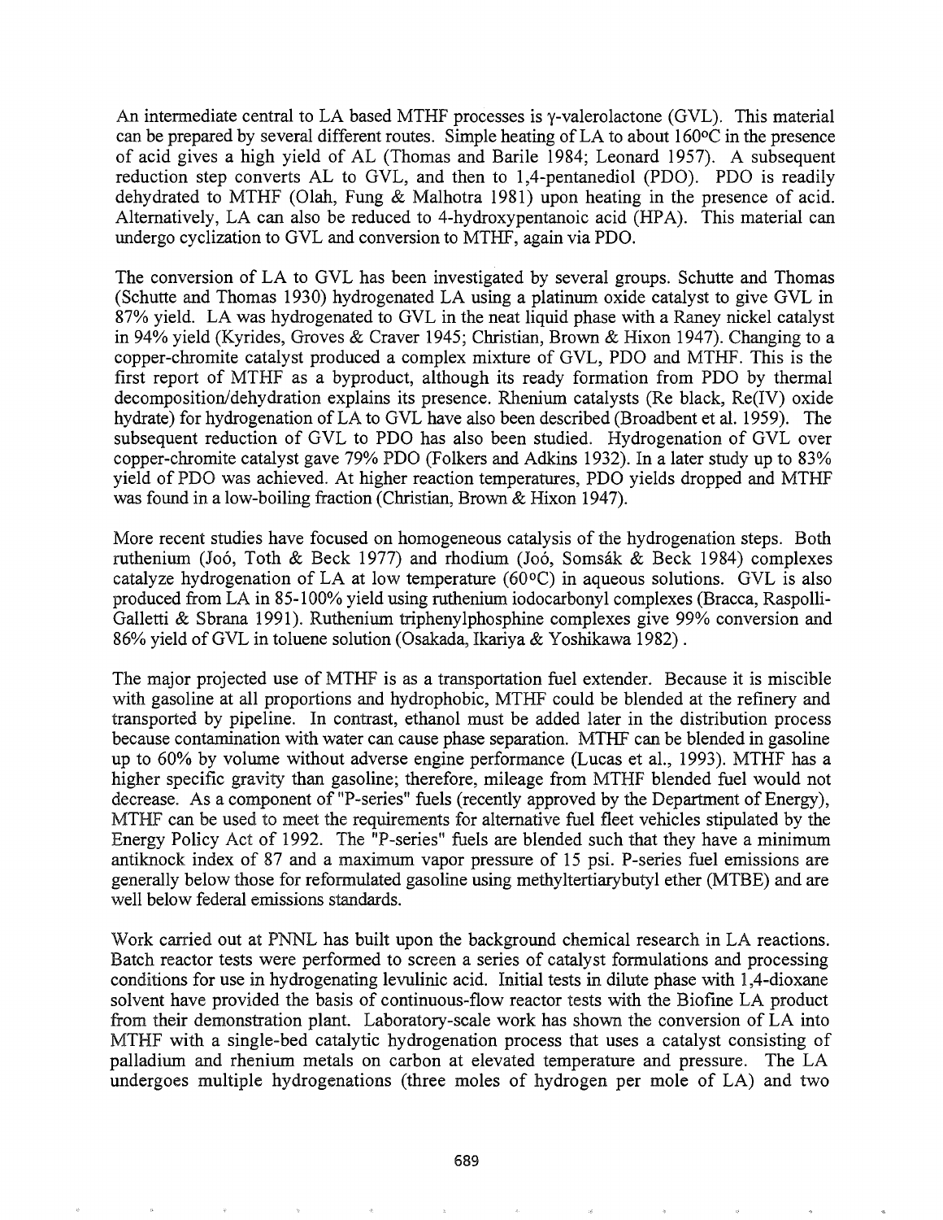An intermediate central to LA based MTHF processes is γ-valerolactone (GVL). This material can be prepared by several different routes. Simple heating of LA to about 160°C in the presence of acid gives a high yield of AL (Thomas and Barile 1984; Leonard 1957). A subsequent reduction step converts AL to GVL, and then to 1,4-pentanediol (PDO). PDO is readily dehydrated to MTHF (Olah, Fung & Malhotra 1981) upon heating in the presence of acid. Alternatively, LA can also be reduced to 4-hydroxypentanoic acid (HPA). This material can undergo cyclization to GVL and conversion to MTHF, again via PDO.

The conversion of LA to GVL has been investigated by several groups. Schutte and Thomas (Schutte and Thomas 1930) hydrogenated LA using a platinum oxide catalyst to give GVL in 87% yield. LA was hydrogenated to GVL in the neat liquid phase with a Raney nickel catalyst in 94% yield (Kyrides, Groves & Craver 1945; Christian, Brown & Hixon 1947). Changing to a copper-chromite catalyst produced a complex mixture of GVL, PDO and MTHF. This is the first report of MTHF as a byproduct, although its ready formation from PDO by thermal decomposition/dehydration explains its presence. Rhenium catalysts (Re black, Re(IV) oxide hydrate) for hydrogenation of LA to GVL have also been described (Broadbent et al. 1959). The subsequent reduction of GVL to PDO has also been studied. Hydrogenation of GVL over copper-chromite catalyst gave 79% PDO (Folkers and Adkins 1932). In a later study up to 83% yield of PDO was achieved. At higher reaction temperatures, PDO yields dropped and MTHF was found in a low-boiling fraction (Christian, Brown & Hixon 1947).

More recent studies have focused on homogeneous catalysis of the hydrogenation steps. Both ruthenium (Joó, Toth & Beck 1977) and rhodium (Joó, Somsák & Beck 1984) complexes catalyze hydrogenation of LA at low temperature (60°C) in aqueous solutions. GVL is also produced from LA in 85-100% yield using ruthenium iodocarbonyl complexes (Bracca, Raspolli-Galletti & Sbrana 1991). Ruthenium triphenylphosphine complexes give 99% conversion and 86% yield of GVL in toluene solution (Osakada, Ikariya & Yoshikawa 1982).

The major projected use of MTHF is as a transportation fuel extender. Because it is miscible with gasoline at all proportions and hydrophobic, MTHF could be blended at the refinery and transported by pipeline. In contrast, ethanol must be added later in the distribution process because contamination with water can cause phase separation. MTHF can be blended in gasoline up to 60% by volume without adverse engine performance (Lucas et al., 1993). MTHF has a higher specific gravity than gasoline; therefore, mileage from MTHF blended fuel would not decrease. As a component of "P-series" fuels (recently approved by the Department of Energy), MTHF can be used to meet the requirements for alternative fuel fleet vehicles stipulated by the Energy Policy Act of 1992. The "P-series" fuels are blended such that they have a minimum antiknock index of 87 and a maximum vapor pressure of 15 psi. P-series fuel emissions are generally below those for reformulated gasoline using methyltertiarybutyl ether (MTBE) and are well below federal emissions standards.

Work carried out at PNNL has built upon the background chemical research in LA reactions. Batch reactor tests were performed to screen a series of catalyst formulations and processing conditions for use in hydrogenating levulinic acid. Initial tests in dilute phase with 1,4-dioxane solvent have provided the basis of continuous-flow reactor tests with the Biofine LA product from their demonstration plant. Laboratory-scale work has shown the conversion of LA into MTHF with a single-bed catalytic hydrogenation process that uses a catalyst consisting of palladium and rhenium metals on carbon at elevated temperature and pressure. The LA undergoes multiple hydrogenations (three moles of hydrogen per mole of LA) and two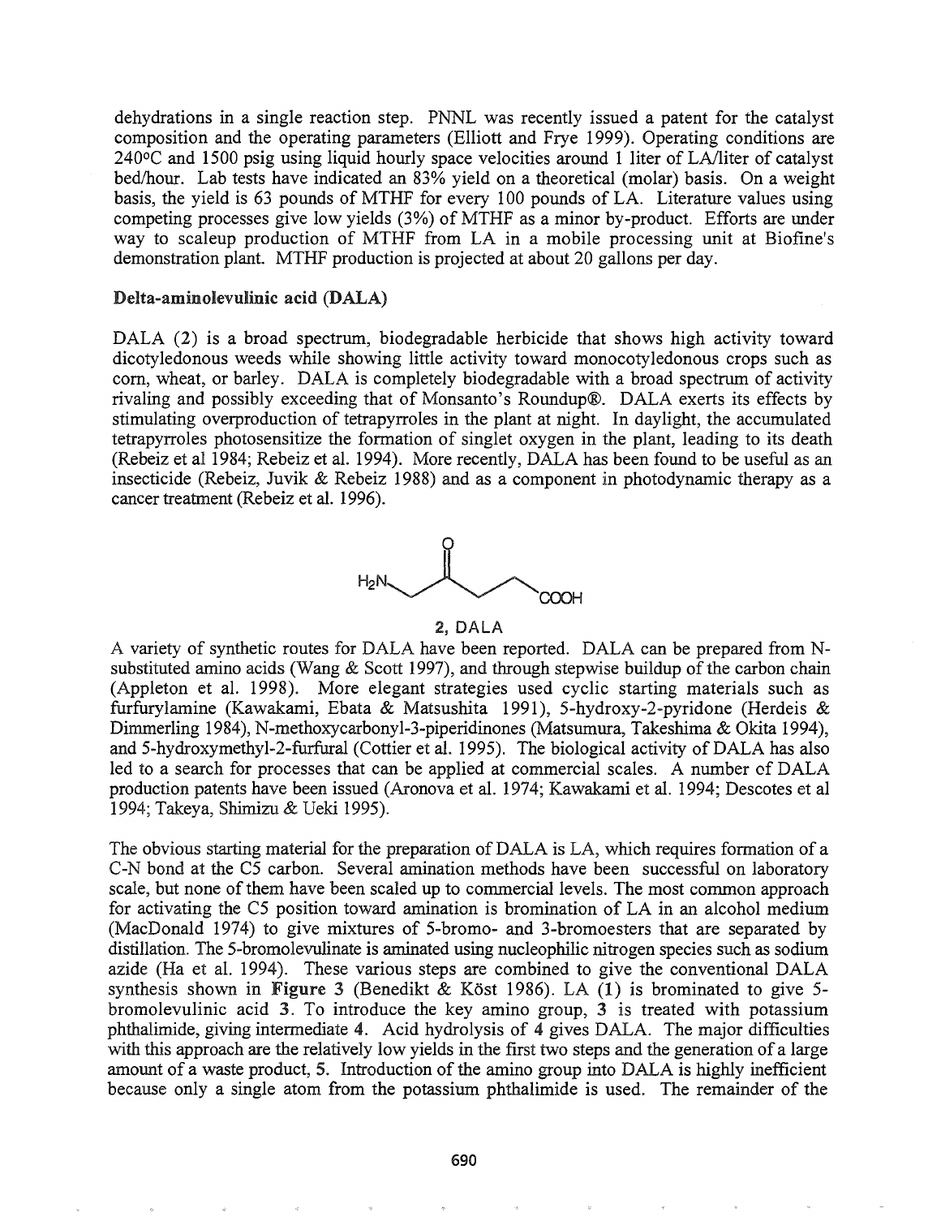dehydrations in a single reaction step. PNNL was recently issued a patent for the catalyst composition and the operating parameters (Elliott and Frye 1999). Operating conditions are 240°C and 1500 psig using liquid hourly space velocities around 1 liter of LA/liter of catalyst bed/hour. Lab tests have indicated an 83% yield on a theoretical (molar) basis. On a weight basis, the yield is 63 pounds of MTHF for every 100 pounds of LA. Literature values using competing processes give low yields (3%) of MTHF as a minor by-product. Efforts are under way to scaleup production of MTHF from LA in a mobile processing unit at Biofine's demonstration plant. MTHF production is projected at about 20 gallons per day.

**Delta-aminolevulinic acid (DALA)**

DALA (2) is a broad spectrum, biodegradable herbicide that shows high activity toward dicotyledonous weeds while showing little activity toward monocotyledonous crops such as corn, wheat, or barley. DALA is completely biodegradable with a broad spectrum of activity rivaling and possibly exceeding that of Monsanto's Roundup®. DALA exerts its effects by stimulating overproduction of tetrapyrroles in the plant at night. In daylight, the accumulated tetrapyrroles photosensitize the formation of singlet oxygen in the plant, leading to its death (Rebeiz et al 1984; Rebeiz et al. 1994). More recently, DALA has been found to be useful as an insecticide (Rebeiz, Juvik & Rebeiz 1988) and as a component in photodynamic therapy as a cancer treatment (Rebeiz et al. 1996).

$H_2N$–$CH_2$–C(=O)–$CH_2$–$CH_2$–COOH

**2**, DALA

A variety of synthetic routes for DALA have been reported. DALA can be prepared from N-substituted amino acids (Wang & Scott 1997), and through stepwise buildup of the carbon chain (Appleton et al. 1998). More elegant strategies used cyclic starting materials such as furfurylamine (Kawakami, Ebata & Matsushita 1991), 5-hydroxy-2-pyridone (Herdeis & Dimmerling 1984), N-methoxycarbonyl-3-piperidinones (Matsumura, Takeshima & Okita 1994), and 5-hydroxymethyl-2-furfural (Cottier et al. 1995). The biological activity of DALA has also led to a search for processes that can be applied at commercial scales. A number of DALA production patents have been issued (Aronova et al. 1974; Kawakami et al. 1994; Descotes et al 1994; Takeya, Shimizu & Ueki 1995).

The obvious starting material for the preparation of DALA is LA, which requires formation of a C-N bond at the C5 carbon. Several amination methods have been successful on laboratory scale, but none of them have been scaled up to commercial levels. The most common approach for activating the C5 position toward amination is bromination of LA in an alcohol medium (MacDonald 1974) to give mixtures of 5-bromo- and 3-bromoesters that are separated by distillation. The 5-bromolevulinate is aminated using nucleophilic nitrogen species such as sodium azide (Ha et al. 1994). These various steps are combined to give the conventional DALA synthesis shown in **Figure 3** (Benedikt & Köst 1986). LA (**1**) is brominated to give 5-bromolevulinic acid **3**. To introduce the key amino group, **3** is treated with potassium phthalimide, giving intermediate **4**. Acid hydrolysis of **4** gives DALA. The major difficulties with this approach are the relatively low yields in the first two steps and the generation of a large amount of a waste product, **5**. Introduction of the amino group into DALA is highly inefficient because only a single atom from the potassium phthalimide is used. The remainder of the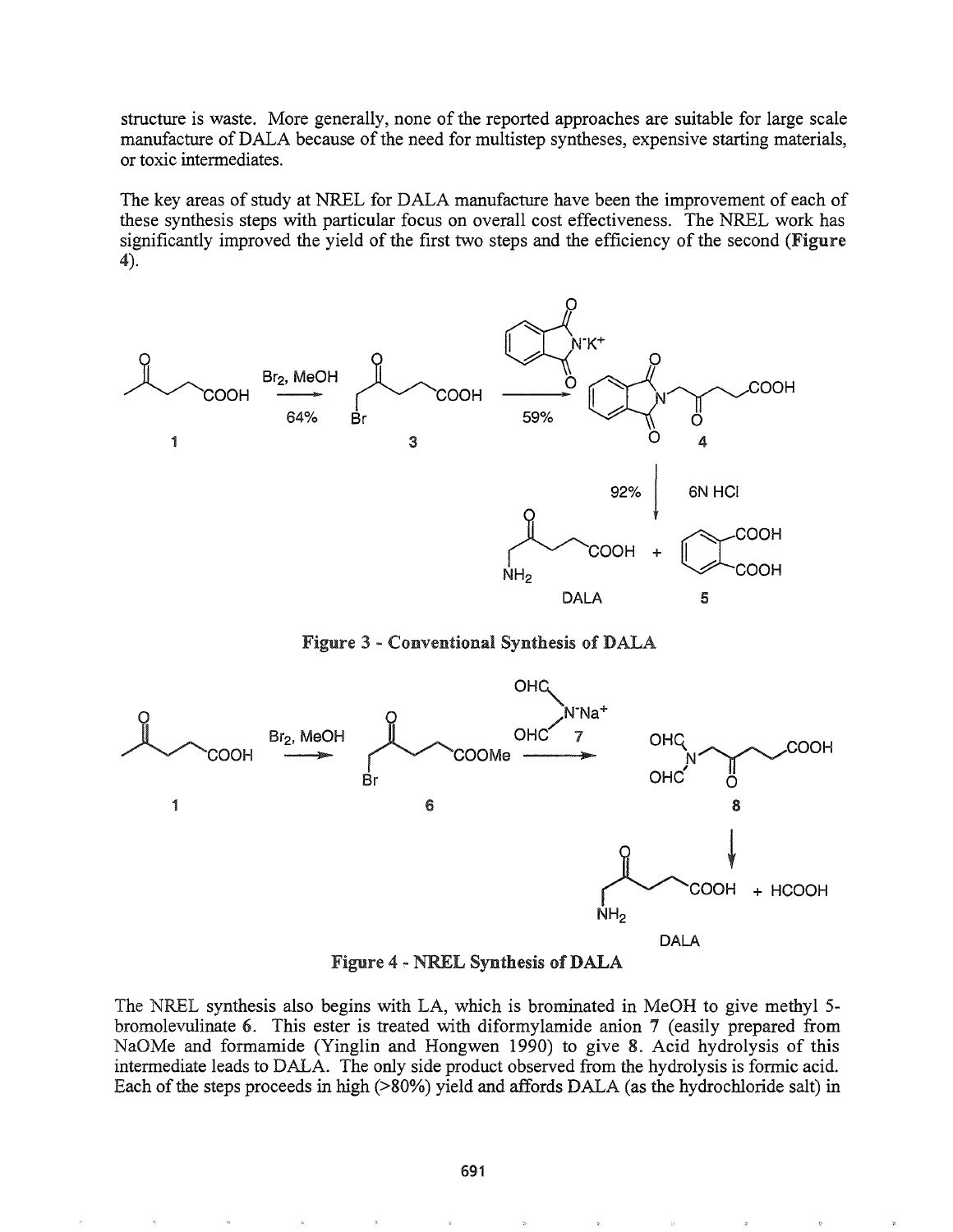structure is waste. More generally, none of the reported approaches are suitable for large scale manufacture of DALA because of the need for multistep syntheses, expensive starting materials, or toxic intermediates.

The key areas of study at NREL for DALA manufacture have been the improvement of each of these synthesis steps with particular focus on overall cost effectiveness. The NREL work has significantly improved the yield of the first two steps and the efficiency of the second (**Figure 4**).

**Figure 3 - Conventional Synthesis of DALA**

**Figure 4 - NREL Synthesis of DALA**

The NREL synthesis also begins with LA, which is brominated in MeOH to give methyl 5-bromolevulinate **6**. This ester is treated with diformylamide anion **7** (easily prepared from NaOMe and formamide (Yinglin and Hongwen 1990) to give **8**. Acid hydrolysis of this intermediate leads to DALA. The only side product observed from the hydrolysis is formic acid. Each of the steps proceeds in high (>80%) yield and affords DALA (as the hydrochloride salt) in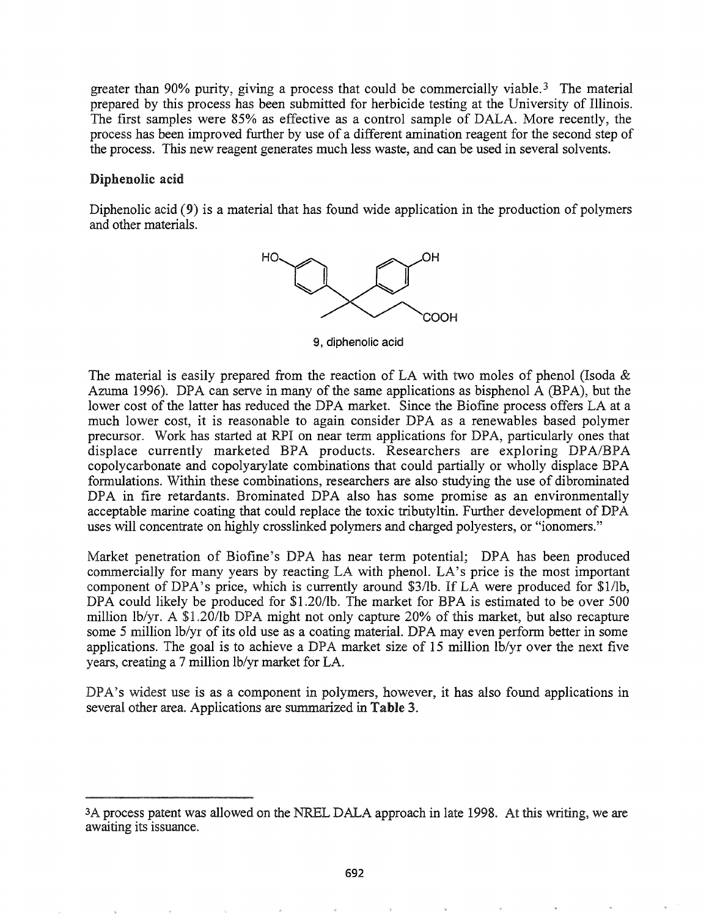greater than 90% purity, giving a process that could be commercially viable.[3] The material prepared by this process has been submitted for herbicide testing at the University of Illinois. The first samples were 85% as effective as a control sample of DALA. More recently, the process has been improved further by use of a different amination reagent for the second step of the process. This new reagent generates much less waste, and can be used in several solvents.

### Diphenolic acid

Diphenolic acid (9) is a material that has found wide application in the production of polymers and other materials.

9, diphenolic acid

The material is easily prepared from the reaction of LA with two moles of phenol (Isoda & Azuma 1996). DPA can serve in many of the same applications as bisphenol A (BPA), but the lower cost of the latter has reduced the DPA market. Since the Biofine process offers LA at a much lower cost, it is reasonable to again consider DPA as a renewables based polymer precursor. Work has started at RPI on near term applications for DPA, particularly ones that displace currently marketed BPA products. Researchers are exploring DPA/BPA copolycarbonate and copolyarylate combinations that could partially or wholly displace BPA formulations. Within these combinations, researchers are also studying the use of dibrominated DPA in fire retardants. Brominated DPA also has some promise as an environmentally acceptable marine coating that could replace the toxic tributyltin. Further development of DPA uses will concentrate on highly crosslinked polymers and charged polyesters, or "ionomers."

Market penetration of Biofine's DPA has near term potential; DPA has been produced commercially for many years by reacting LA with phenol. LA's price is the most important component of DPA's price, which is currently around \$3/lb. If LA were produced for \$1/lb, DPA could likely be produced for \$1.20/lb. The market for BPA is estimated to be over 500 million lb/yr. A \$1.20/lb DPA might not only capture 20% of this market, but also recapture some 5 million lb/yr of its old use as a coating material. DPA may even perform better in some applications. The goal is to achieve a DPA market size of 15 million lb/yr over the next five years, creating a 7 million lb/yr market for LA.

DPA's widest use is as a component in polymers, however, it has also found applications in several other area. Applications are summarized in **Table 3**.

---

[3]A process patent was allowed on the NREL DALA approach in late 1998. At this writing, we are awaiting its issuance.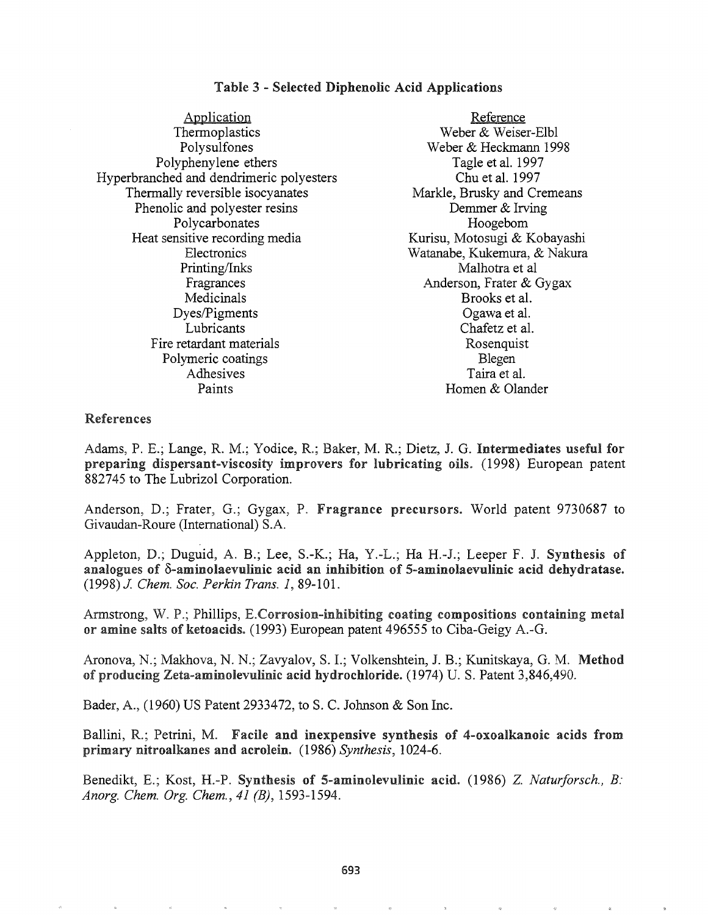**Table 3 - Selected Diphenolic Acid Applications**

| Application | Reference |
|---|---|
| Thermoplastics | Weber & Weiser-Elbl |
| Polysulfones | Weber & Heckmann 1998 |
| Polyphenylene ethers | Tagle et al. 1997 |
| Hyperbranched and dendrimeric polyesters | Chu et al. 1997 |
| Thermally reversible isocyanates | Markle, Brusky and Cremeans |
| Phenolic and polyester resins | Demmer & Irving |
| Polycarbonates | Hoogebom |
| Heat sensitive recording media | Kurisu, Motosugi & Kobayashi |
| Electronics | Watanabe, Kukemura, & Nakura |
| Printing/Inks | Malhotra et al |
| Fragrances | Anderson, Frater & Gygax |
| Medicinals | Brooks et al. |
| Dyes/Pigments | Ogawa et al. |
| Lubricants | Chafetz et al. |
| Fire retardant materials | Rosenquist |
| Polymeric coatings | Blegen |
| Adhesives | Taira et al. |
| Paints | Homen & Olander |

## References

Adams, P. E.; Lange, R. M.; Yodice, R.; Baker, M. R.; Dietz, J. G. **Intermediates useful for preparing dispersant-viscosity improvers for lubricating oils.** (1998) European patent 882745 to The Lubrizol Corporation.

Anderson, D.; Frater, G.; Gygax, P. **Fragrance precursors.** World patent 9730687 to Givaudan-Roure (International) S.A.

Appleton, D.; Duguid, A. B.; Lee, S.-K.; Ha, Y.-L.; Ha H.-J.; Leeper F. J. **Synthesis of analogues of δ-aminolaevulinic acid an inhibition of 5-aminolaevulinic acid dehydratase.** (1998) *J. Chem. Soc. Perkin Trans. 1*, 89-101.

Armstrong, W. P.; Phillips, E.**Corrosion-inhibiting coating compositions containing metal or amine salts of ketoacids.** (1993) European patent 496555 to Ciba-Geigy A.-G.

Aronova, N.; Makhova, N. N.; Zavyalov, S. I.; Volkenshtein, J. B.; Kunitskaya, G. M. **Method of producing Zeta-aminolevulinic acid hydrochloride.** (1974) U. S. Patent 3,846,490.

Bader, A., (1960) US Patent 2933472, to S. C. Johnson & Son Inc.

Ballini, R.; Petrini, M. **Facile and inexpensive synthesis of 4-oxoalkanoic acids from primary nitroalkanes and acrolein.** (1986) *Synthesis*, 1024-6.

Benedikt, E.; Kost, H.-P. **Synthesis of 5-aminolevulinic acid.** (1986) *Z. Naturforsch., B: Anorg. Chem. Org. Chem.*, *41 (B)*, 1593-1594.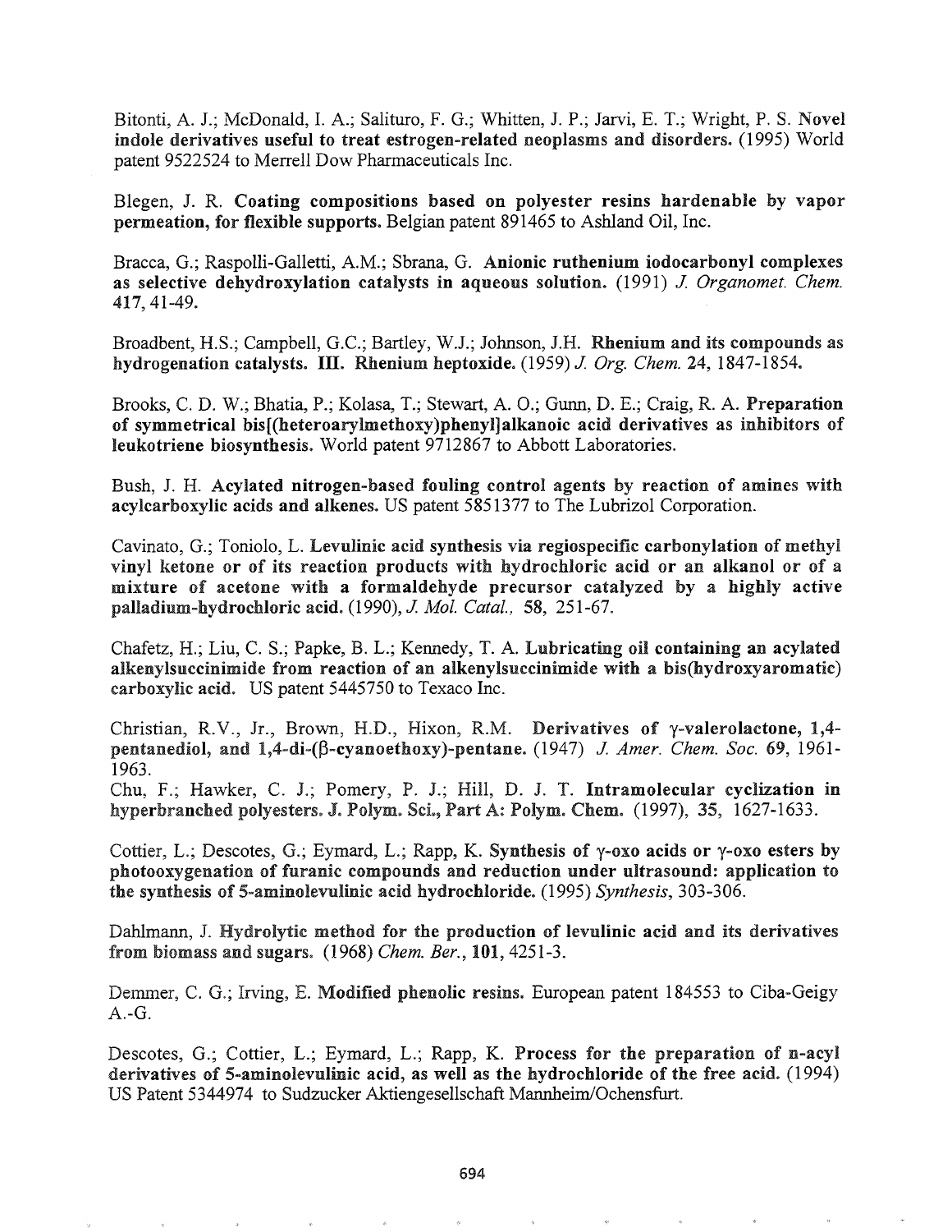Bitonti, A. J.; McDonald, I. A.; Salituro, F. G.; Whitten, J. P.; Jarvi, E. T.; Wright, P. S. **Novel indole derivatives useful to treat estrogen-related neoplasms and disorders.** (1995) World patent 9522524 to Merrell Dow Pharmaceuticals Inc.

Blegen, J. R. **Coating compositions based on polyester resins hardenable by vapor permeation, for flexible supports.** Belgian patent 891465 to Ashland Oil, Inc.

Bracca, G.; Raspolli-Galletti, A.M.; Sbrana, G. **Anionic ruthenium iodocarbonyl complexes as selective dehydroxylation catalysts in aqueous solution.** (1991) *J. Organomet. Chem.* **417**, 41-49.

Broadbent, H.S.; Campbell, G.C.; Bartley, W.J.; Johnson, J.H. **Rhenium and its compounds as hydrogenation catalysts. III. Rhenium heptoxide.** (1959) *J. Org. Chem.* **24**, 1847-1854.

Brooks, C. D. W.; Bhatia, P.; Kolasa, T.; Stewart, A. O.; Gunn, D. E.; Craig, R. A. **Preparation of symmetrical bis[(heteroarylmethoxy)phenyl]alkanoic acid derivatives as inhibitors of leukotriene biosynthesis.** World patent 9712867 to Abbott Laboratories.

Bush, J. H. **Acylated nitrogen-based fouling control agents by reaction of amines with acylcarboxylic acids and alkenes.** US patent 5851377 to The Lubrizol Corporation.

Cavinato, G.; Toniolo, L. **Levulinic acid synthesis via regiospecific carbonylation of methyl vinyl ketone or of its reaction products with hydrochloric acid or an alkanol or of a mixture of acetone with a formaldehyde precursor catalyzed by a highly active palladium-hydrochloric acid.** (1990), *J. Mol. Catal.,* **58**, 251-67.

Chafetz, H.; Liu, C. S.; Papke, B. L.; Kennedy, T. A. **Lubricating oil containing an acylated alkenylsuccinimide from reaction of an alkenylsuccinimide with a bis(hydroxyaromatic) carboxylic acid.** US patent 5445750 to Texaco Inc.

Christian, R.V., Jr., Brown, H.D., Hixon, R.M. **Derivatives of γ-valerolactone, 1,4-pentanediol, and 1,4-di-(β-cyanoethoxy)-pentane.** (1947) *J. Amer. Chem. Soc.* **69**, 1961-1963.

Chu, F.; Hawker, C. J.; Pomery, P. J.; Hill, D. J. T. **Intramolecular cyclization in hyperbranched polyesters. J. Polym. Sci., Part A: Polym. Chem.** (1997), **35**, 1627-1633.

Cottier, L.; Descotes, G.; Eymard, L.; Rapp, K. **Synthesis of γ-oxo acids or γ-oxo esters by photooxygenation of furanic compounds and reduction under ultrasound: application to the synthesis of 5-aminolevulinic acid hydrochloride.** (1995) *Synthesis*, 303-306.

Dahlmann, J. **Hydrolytic method for the production of levulinic acid and its derivatives from biomass and sugars.** (1968) *Chem. Ber.*, **101**, 4251-3.

Demmer, C. G.; Irving, E. **Modified phenolic resins.** European patent 184553 to Ciba-Geigy A.-G.

Descotes, G.; Cottier, L.; Eymard, L.; Rapp, K. **Process for the preparation of n-acyl derivatives of 5-aminolevulinic acid, as well as the hydrochloride of the free acid.** (1994) US Patent 5344974 to Sudzucker Aktiengesellschaft Mannheim/Ochensfurt.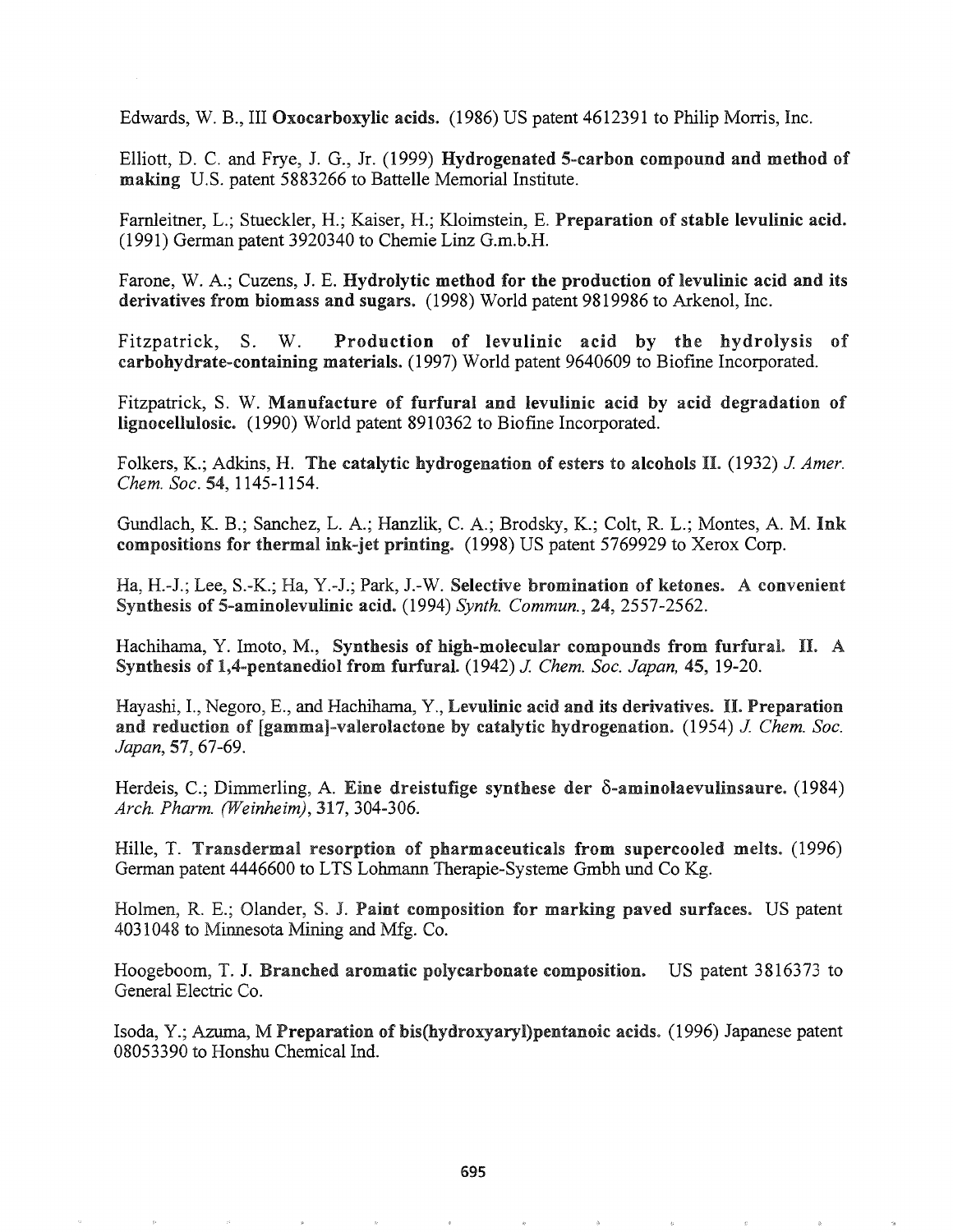Edwards, W. B., III **Oxocarboxylic acids.** (1986) US patent 4612391 to Philip Morris, Inc.

Elliott, D. C. and Frye, J. G., Jr. (1999) **Hydrogenated 5-carbon compound and method of making** U.S. patent 5883266 to Battelle Memorial Institute.

Farnleitner, L.; Stueckler, H.; Kaiser, H.; Kloimstein, E. **Preparation of stable levulinic acid.** (1991) German patent 3920340 to Chemie Linz G.m.b.H.

Farone, W. A.; Cuzens, J. E. **Hydrolytic method for the production of levulinic acid and its derivatives from biomass and sugars.** (1998) World patent 9819986 to Arkenol, Inc.

Fitzpatrick, S. W. **Production of levulinic acid by the hydrolysis of carbohydrate-containing materials.** (1997) World patent 9640609 to Biofine Incorporated.

Fitzpatrick, S. W. **Manufacture of furfural and levulinic acid by acid degradation of lignocellulosic.** (1990) World patent 8910362 to Biofine Incorporated.

Folkers, K.; Adkins, H. **The catalytic hydrogenation of esters to alcohols II.** (1932) *J. Amer. Chem. Soc.* **54**, 1145-1154.

Gundlach, K. B.; Sanchez, L. A.; Hanzlik, C. A.; Brodsky, K.; Colt, R. L.; Montes, A. M. **Ink compositions for thermal ink-jet printing.** (1998) US patent 5769929 to Xerox Corp.

Ha, H.-J.; Lee, S.-K.; Ha, Y.-J.; Park, J.-W. **Selective bromination of ketones. A convenient Synthesis of 5-aminolevulinic acid.** (1994) *Synth. Commun.*, **24**, 2557-2562.

Hachihama, Y. Imoto, M., **Synthesis of high-molecular compounds from furfural. II. A Synthesis of 1,4-pentanediol from furfural.** (1942) *J. Chem. Soc. Japan,* **45**, 19-20.

Hayashi, I., Negoro, E., and Hachihama, Y., **Levulinic acid and its derivatives. II. Preparation and reduction of [gamma]-valerolactone by catalytic hydrogenation.** (1954) *J. Chem. Soc. Japan*, 57, 67-69.

Herdeis, C.; Dimmerling, A. **Eine dreistufige synthese der δ-aminolaevulinsaure.** (1984) *Arch. Pharm. (Weinheim)*, **317**, 304-306.

Hille, T. **Transdermal resorption of pharmaceuticals from supercooled melts.** (1996) German patent 4446600 to LTS Lohmann Therapie-Systeme Gmbh und Co Kg.

Holmen, R. E.; Olander, S. J. **Paint composition for marking paved surfaces.** US patent 4031048 to Minnesota Mining and Mfg. Co.

Hoogeboom, T. J. **Branched aromatic polycarbonate composition.** US patent 3816373 to General Electric Co.

Isoda, Y.; Azuma, M **Preparation of bis(hydroxyaryl)pentanoic acids.** (1996) Japanese patent 08053390 to Honshu Chemical Ind.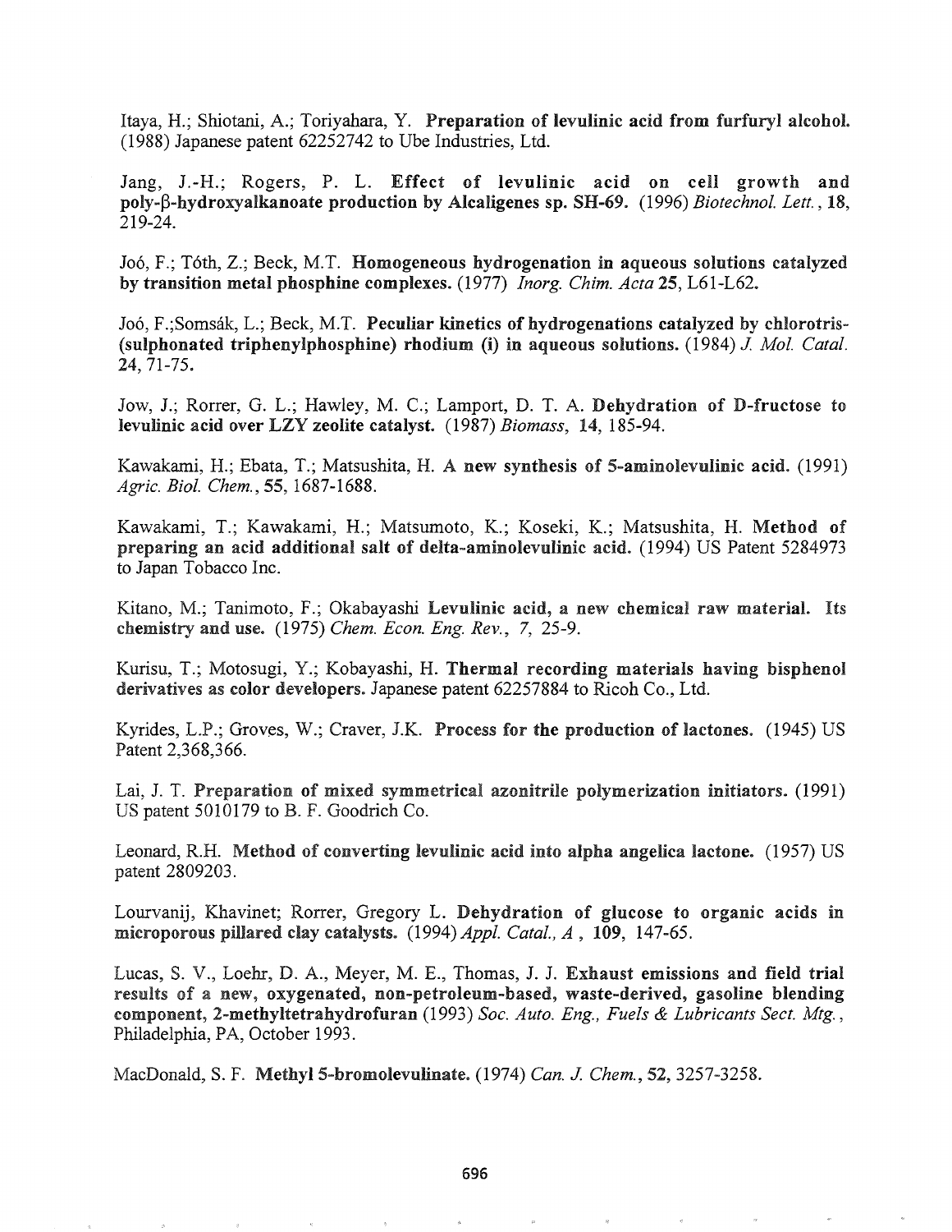Itaya, H.; Shiotani, A.; Toriyahara, Y. **Preparation of levulinic acid from furfuryl alcohol.** (1988) Japanese patent 62252742 to Ube Industries, Ltd.

Jang, J.-H.; Rogers, P. L. **Effect of levulinic acid on cell growth and poly-β-hydroxyalkanoate production by Alcaligenes sp. SH-69.** (1996) *Biotechnol. Lett.*, **18**, 219-24.

Joó, F.; Tóth, Z.; Beck, M.T. **Homogeneous hydrogenation in aqueous solutions catalyzed by transition metal phosphine complexes.** (1977) *Inorg. Chim. Acta* **25**, L61-L62.

Joó, F.;Somsák, L.; Beck, M.T. **Peculiar kinetics of hydrogenations catalyzed by chlorotris-(sulphonated triphenylphosphine) rhodium (i) in aqueous solutions.** (1984) *J. Mol. Catal.* **24**, 71-75.

Jow, J.; Rorrer, G. L.; Hawley, M. C.; Lamport, D. T. A. **Dehydration of D-fructose to levulinic acid over LZY zeolite catalyst.** (1987) *Biomass*, **14**, 185-94.

Kawakami, H.; Ebata, T.; Matsushita, H. **A new synthesis of 5-aminolevulinic acid.** (1991) *Agric. Biol. Chem.*, **55**, 1687-1688.

Kawakami, T.; Kawakami, H.; Matsumoto, K.; Koseki, K.; Matsushita, H. **Method of preparing an acid additional salt of delta-aminolevulinic acid.** (1994) US Patent 5284973 to Japan Tobacco Inc.

Kitano, M.; Tanimoto, F.; Okabayashi **Levulinic acid, a new chemical raw material. Its chemistry and use.** (1975) *Chem. Econ. Eng. Rev.*, *7*, 25-9.

Kurisu, T.; Motosugi, Y.; Kobayashi, H. **Thermal recording materials having bisphenol derivatives as color developers.** Japanese patent 62257884 to Ricoh Co., Ltd.

Kyrides, L.P.; Groves, W.; Craver, J.K. **Process for the production of lactones.** (1945) US Patent 2,368,366.

Lai, J. T. **Preparation of mixed symmetrical azonitrile polymerization initiators.** (1991) US patent 5010179 to B. F. Goodrich Co.

Leonard, R.H. **Method of converting levulinic acid into alpha angelica lactone.** (1957) US patent 2809203.

Lourvanij, Khavinet; Rorrer, Gregory L. **Dehydration of glucose to organic acids in microporous pillared clay catalysts.** (1994) *Appl. Catal., A* , **109**, 147-65.

Lucas, S. V., Loehr, D. A., Meyer, M. E., Thomas, J. J. **Exhaust emissions and field trial results of a new, oxygenated, non-petroleum-based, waste-derived, gasoline blending component, 2-methyltetrahydrofuran** (1993) *Soc. Auto. Eng., Fuels & Lubricants Sect. Mtg.*, Philadelphia, PA, October 1993.

MacDonald, S. F. **Methyl 5-bromolevulinate.** (1974) *Can. J. Chem.*, **52**, 3257-3258.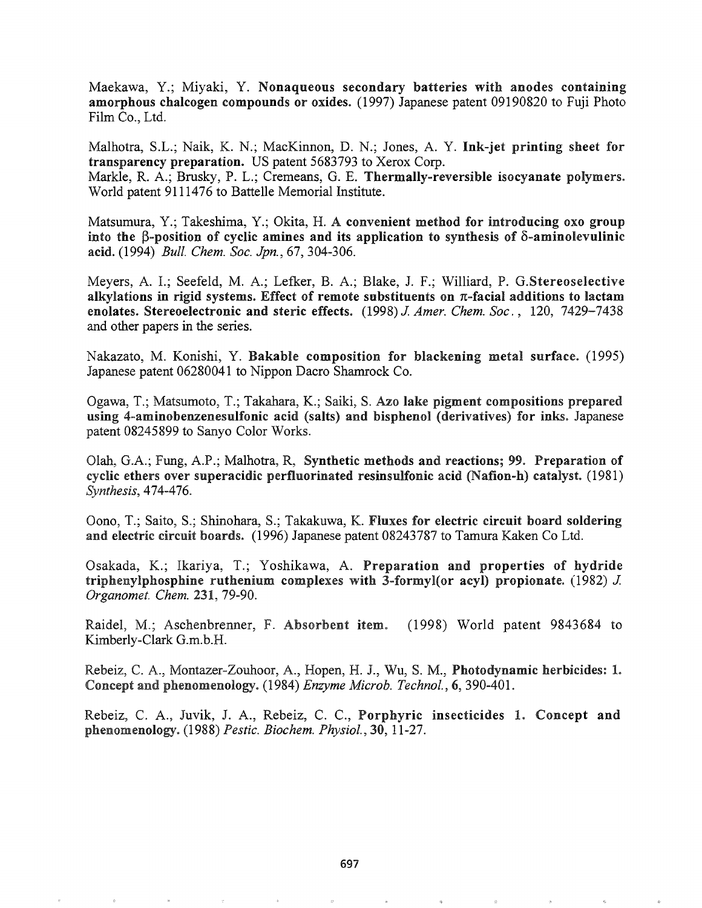Maekawa, Y.; Miyaki, Y. **Nonaqueous secondary batteries with anodes containing amorphous chalcogen compounds or oxides.** (1997) Japanese patent 09190820 to Fuji Photo Film Co., Ltd.

Malhotra, S.L.; Naik, K. N.; MacKinnon, D. N.; Jones, A. Y. **Ink-jet printing sheet for transparency preparation.** US patent 5683793 to Xerox Corp.
Markle, R. A.; Brusky, P. L.; Cremeans, G. E. **Thermally-reversible isocyanate polymers.** World patent 9111476 to Battelle Memorial Institute.

Matsumura, Y.; Takeshima, Y.; Okita, H. **A convenient method for introducing oxo group into the β-position of cyclic amines and its application to synthesis of δ-aminolevulinic acid.** (1994) *Bull. Chem. Soc. Jpn.*, 67, 304-306.

Meyers, A. I.; Seefeld, M. A.; Lefker, B. A.; Blake, J. F.; Williard, P. G.**Stereoselective alkylations in rigid systems. Effect of remote substituents on π-facial additions to lactam enolates. Stereoelectronic and steric effects.** (1998) *J. Amer. Chem. Soc.*, 120, 7429–7438 and other papers in the series.

Nakazato, M. Konishi, Y. **Bakable composition for blackening metal surface.** (1995) Japanese patent 06280041 to Nippon Dacro Shamrock Co.

Ogawa, T.; Matsumoto, T.; Takahara, K.; Saiki, S. **Azo lake pigment compositions prepared using 4-aminobenzenesulfonic acid (salts) and bisphenol (derivatives) for inks.** Japanese patent 08245899 to Sanyo Color Works.

Olah, G.A.; Fung, A.P.; Malhotra, R, **Synthetic methods and reactions; 99. Preparation of cyclic ethers over superacidic perfluorinated resinsulfonic acid (Nafion-h) catalyst.** (1981) *Synthesis*, 474-476.

Oono, T.; Saito, S.; Shinohara, S.; Takakuwa, K. **Fluxes for electric circuit board soldering and electric circuit boards.** (1996) Japanese patent 08243787 to Tamura Kaken Co Ltd.

Osakada, K.; Ikariya, T.; Yoshikawa, A. **Preparation and properties of hydride triphenylphosphine ruthenium complexes with 3-formyl(or acyl) propionate.** (1982) *J. Organomet. Chem.* **231**, 79-90.

Raidel, M.; Aschenbrenner, F. **Absorbent item.** (1998) World patent 9843684 to Kimberly-Clark G.m.b.H.

Rebeiz, C. A., Montazer-Zouhoor, A., Hopen, H. J., Wu, S. M., **Photodynamic herbicides: 1. Concept and phenomenology.** (1984) *Enzyme Microb. Technol.*, **6**, 390-401.

Rebeiz, C. A., Juvik, J. A., Rebeiz, C. C., **Porphyric insecticides 1. Concept and phenomenology.** (1988) *Pestic. Biochem. Physiol.*, **30**, 11-27.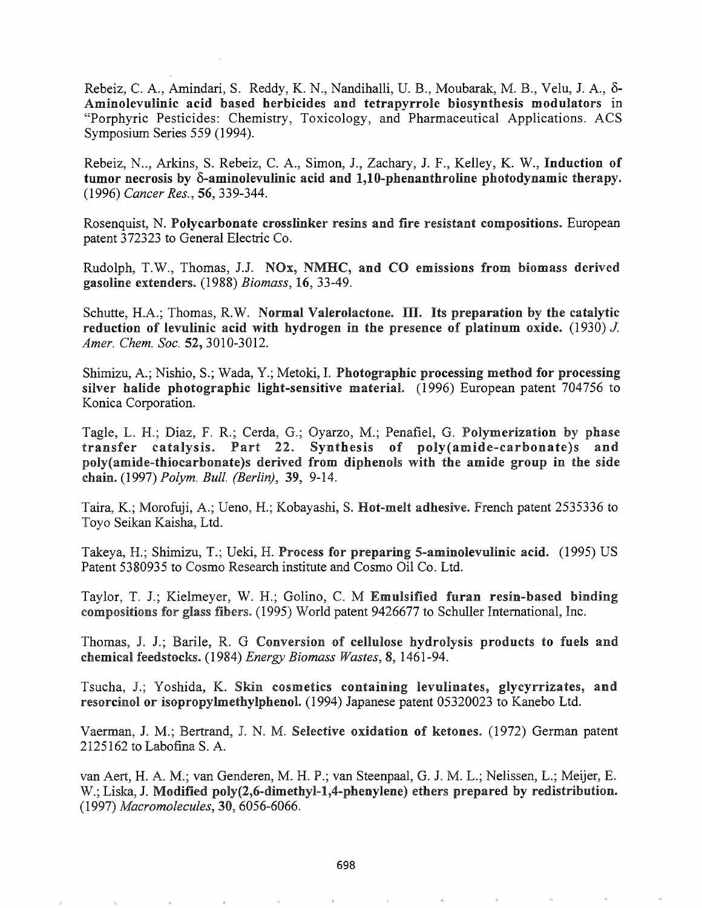Rebeiz, C. A., Amindari, S. Reddy, K. N., Nandihalli, U. B., Moubarak, M. B., Velu, J. A., **δ-Aminolevulinic acid based herbicides and tetrapyrrole biosynthesis modulators** in "Porphyric Pesticides: Chemistry, Toxicology, and Pharmaceutical Applications. ACS Symposium Series 559 (1994).

Rebeiz, N.., Arkins, S. Rebeiz, C. A., Simon, J., Zachary, J. F., Kelley, K. W., **Induction of tumor necrosis by δ-aminolevulinic acid and 1,10-phenanthroline photodynamic therapy.** (1996) *Cancer Res.*, **56**, 339-344.

Rosenquist, N. **Polycarbonate crosslinker resins and fire resistant compositions.** European patent 372323 to General Electric Co.

Rudolph, T.W., Thomas, J.J. **NOx, NMHC, and CO emissions from biomass derived gasoline extenders.** (1988) *Biomass*, **16**, 33-49.

Schutte, H.A.; Thomas, R.W. **Normal Valerolactone. III. Its preparation by the catalytic reduction of levulinic acid with hydrogen in the presence of platinum oxide.** (1930) *J. Amer. Chem. Soc.* **52,** 3010-3012.

Shimizu, A.; Nishio, S.; Wada, Y.; Metoki, I. **Photographic processing method for processing silver halide photographic light-sensitive material.** (1996) European patent 704756 to Konica Corporation.

Tagle, L. H.; Diaz, F. R.; Cerda, G.; Oyarzo, M.; Penafiel, G. **Polymerization by phase transfer catalysis. Part 22. Synthesis of poly(amide-carbonate)s and poly(amide-thiocarbonate)s derived from diphenols with the amide group in the side chain.** (1997) *Polym. Bull. (Berlin)*, **39**, 9-14.

Taira, K.; Morofuji, A.; Ueno, H.; Kobayashi, S. **Hot-melt adhesive.** French patent 2535336 to Toyo Seikan Kaisha, Ltd.

Takeya, H.; Shimizu, T.; Ueki, H. **Process for preparing 5-aminolevulinic acid.** (1995) US Patent 5380935 to Cosmo Research institute and Cosmo Oil Co. Ltd.

Taylor, T. J.; Kielmeyer, W. H.; Golino, C. M **Emulsified furan resin-based binding compositions for glass fibers.** (1995) World patent 9426677 to Schuller International, Inc.

Thomas, J. J.; Barile, R. G **Conversion of cellulose hydrolysis products to fuels and chemical feedstocks.** (1984) *Energy Biomass Wastes*, **8**, 1461-94.

Tsucha, J.; Yoshida, K. **Skin cosmetics containing levulinates, glycyrrizates, and resorcinol or isopropylmethylphenol.** (1994) Japanese patent 05320023 to Kanebo Ltd.

Vaerman, J. M.; Bertrand, J. N. M. **Selective oxidation of ketones.** (1972) German patent 2125162 to Labofina S. A.

van Aert, H. A. M.; van Genderen, M. H. P.; van Steenpaal, G. J. M. L.; Nelissen, L.; Meijer, E. W.; Liska, J. **Modified poly(2,6-dimethyl-1,4-phenylene) ethers prepared by redistribution.** (1997) *Macromolecules*, **30**, 6056-6066.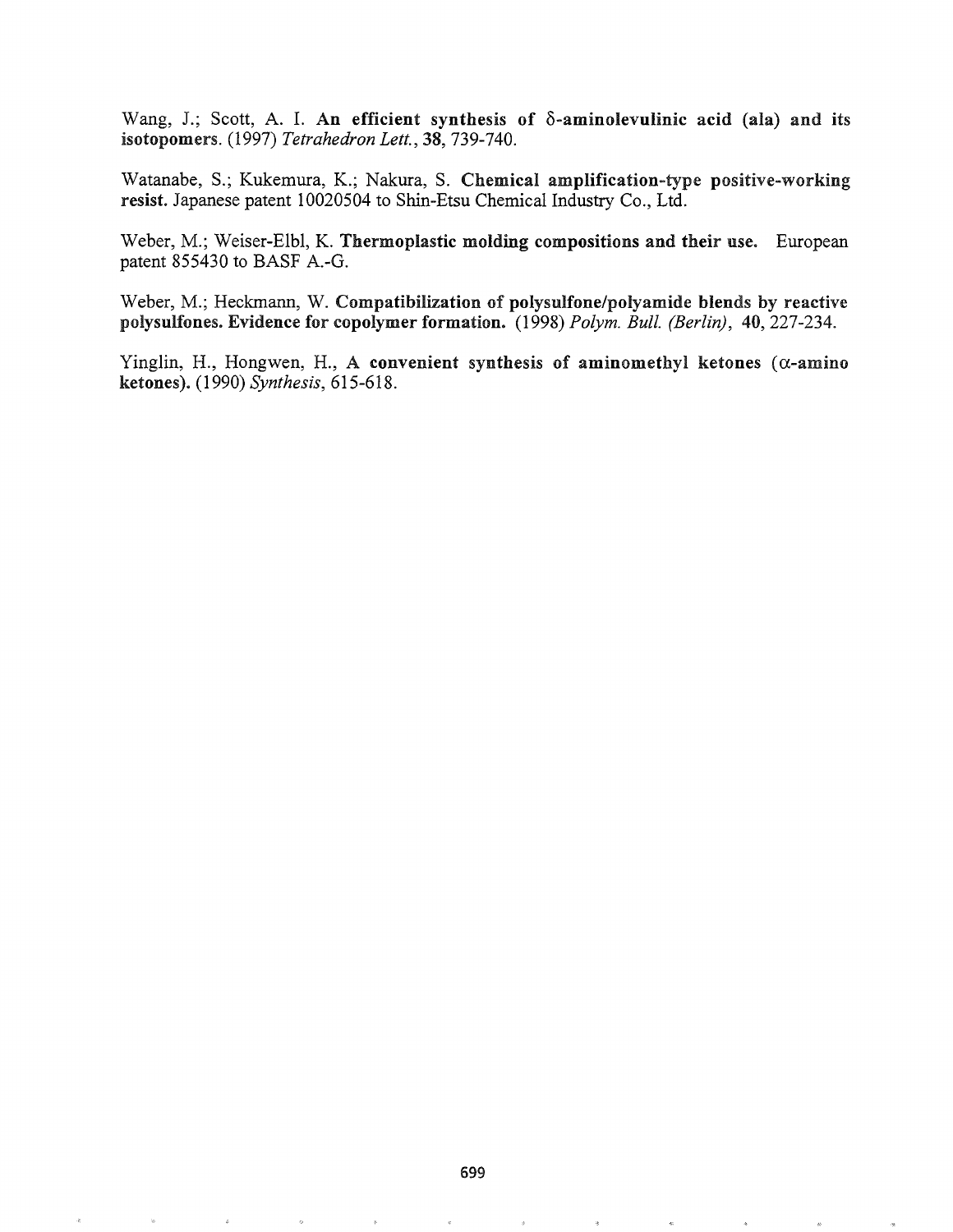Wang, J.; Scott, A. I. **An efficient synthesis of δ-aminolevulinic acid (ala) and its isotopomers.** (1997) *Tetrahedron Lett.*, **38**, 739-740.

Watanabe, S.; Kukemura, K.; Nakura, S. **Chemical amplification-type positive-working resist.** Japanese patent 10020504 to Shin-Etsu Chemical Industry Co., Ltd.

Weber, M.; Weiser-Elbl, K. **Thermoplastic molding compositions and their use.** European patent 855430 to BASF A.-G.

Weber, M.; Heckmann, W. **Compatibilization of polysulfone/polyamide blends by reactive polysulfones. Evidence for copolymer formation.** (1998) *Polym. Bull. (Berlin)*, **40**, 227-234.

Yinglin, H., Hongwen, H., **A convenient synthesis of aminomethyl ketones (α-amino ketones).** (1990) *Synthesis*, 615-618.